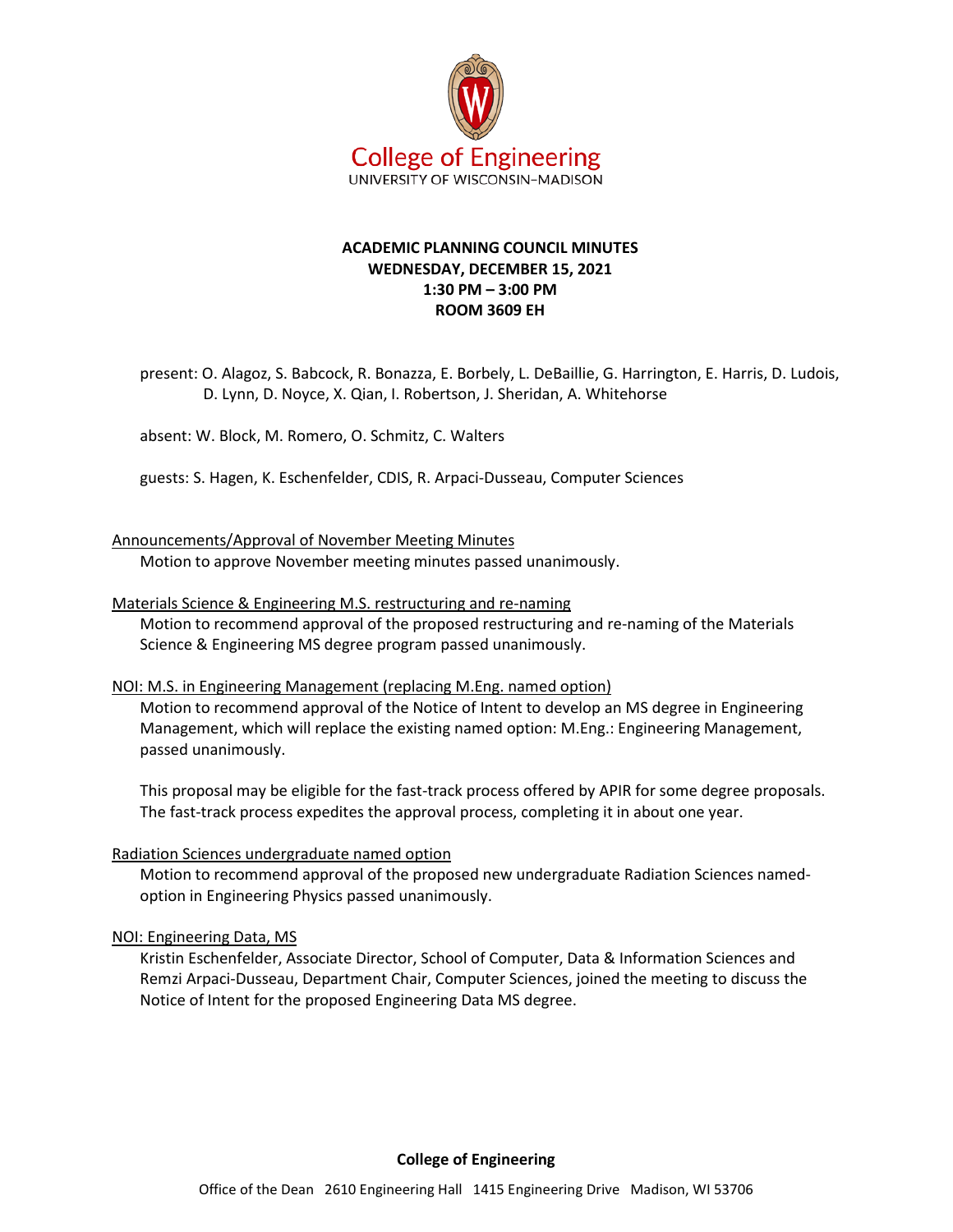College of Engineering
UNIVERSITY OF WISCONSIN–MADISON

# ACADEMIC PLANNING COUNCIL MINUTES
**WEDNESDAY, DECEMBER 15, 2021**
**1:30 PM – 3:00 PM**
**ROOM 3609 EH**

present: O. Alagoz, S. Babcock, R. Bonazza, E. Borbely, L. DeBaillie, G. Harrington, E. Harris, D. Ludois, D. Lynn, D. Noyce, X. Qian, I. Robertson, J. Sheridan, A. Whitehorse

absent: W. Block, M. Romero, O. Schmitz, C. Walters

guests: S. Hagen, K. Eschenfelder, CDIS, R. Arpaci-Dusseau, Computer Sciences

## Announcements/Approval of November Meeting Minutes

Motion to approve November meeting minutes passed unanimously.

## Materials Science & Engineering M.S. restructuring and re-naming

Motion to recommend approval of the proposed restructuring and re-naming of the Materials Science & Engineering MS degree program passed unanimously.

## NOI: M.S. in Engineering Management (replacing M.Eng. named option)

Motion to recommend approval of the Notice of Intent to develop an MS degree in Engineering Management, which will replace the existing named option: M.Eng.: Engineering Management, passed unanimously.

This proposal may be eligible for the fast-track process offered by APIR for some degree proposals. The fast-track process expedites the approval process, completing it in about one year.

## Radiation Sciences undergraduate named option

Motion to recommend approval of the proposed new undergraduate Radiation Sciences named-option in Engineering Physics passed unanimously.

## NOI: Engineering Data, MS

Kristin Eschenfelder, Associate Director, School of Computer, Data & Information Sciences and Remzi Arpaci-Dusseau, Department Chair, Computer Sciences, joined the meeting to discuss the Notice of Intent for the proposed Engineering Data MS degree.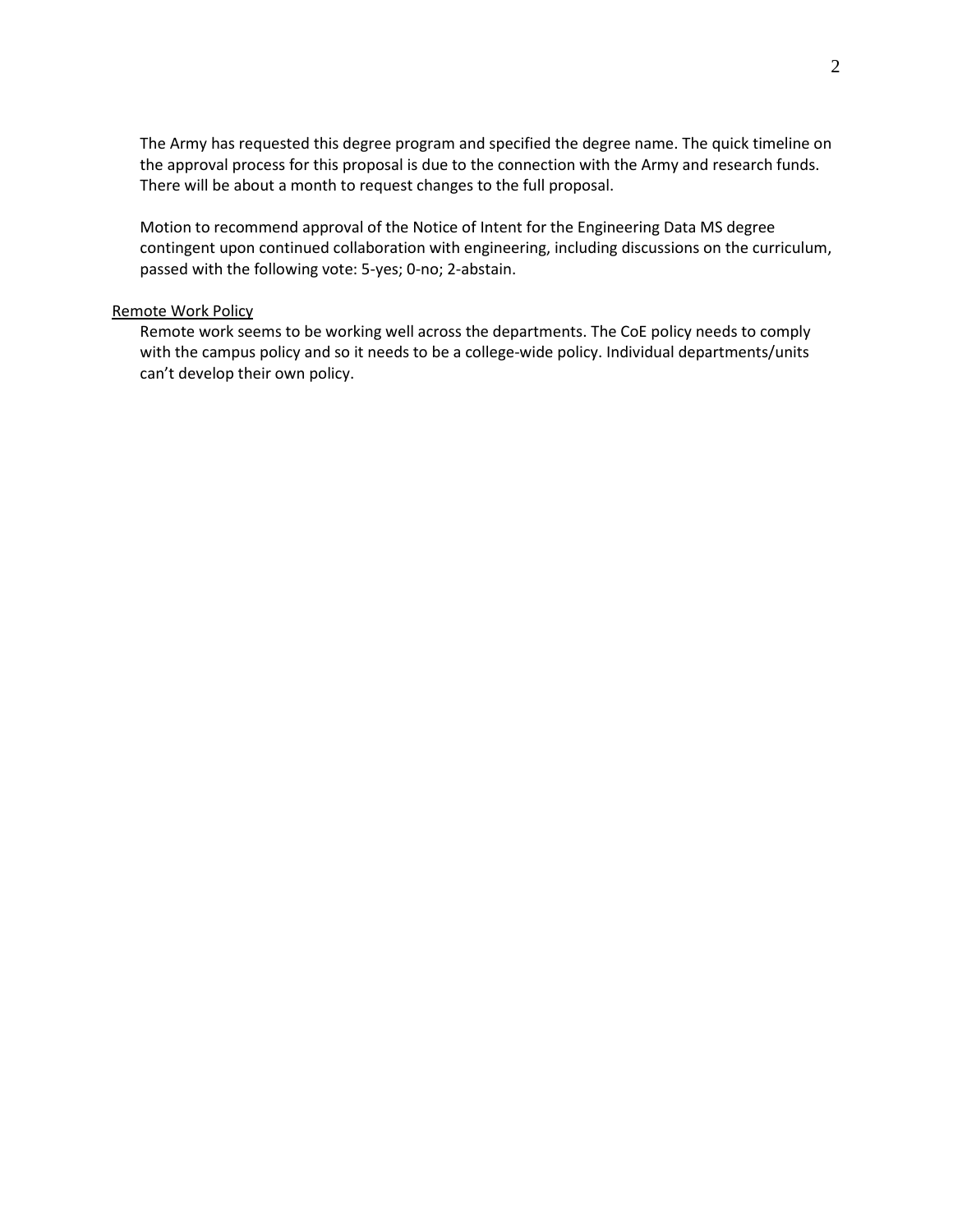The Army has requested this degree program and specified the degree name. The quick timeline on the approval process for this proposal is due to the connection with the Army and research funds. There will be about a month to request changes to the full proposal.

Motion to recommend approval of the Notice of Intent for the Engineering Data MS degree contingent upon continued collaboration with engineering, including discussions on the curriculum, passed with the following vote: 5-yes; 0-no; 2-abstain.

Remote Work Policy

Remote work seems to be working well across the departments. The CoE policy needs to comply with the campus policy and so it needs to be a college-wide policy. Individual departments/units can't develop their own policy.